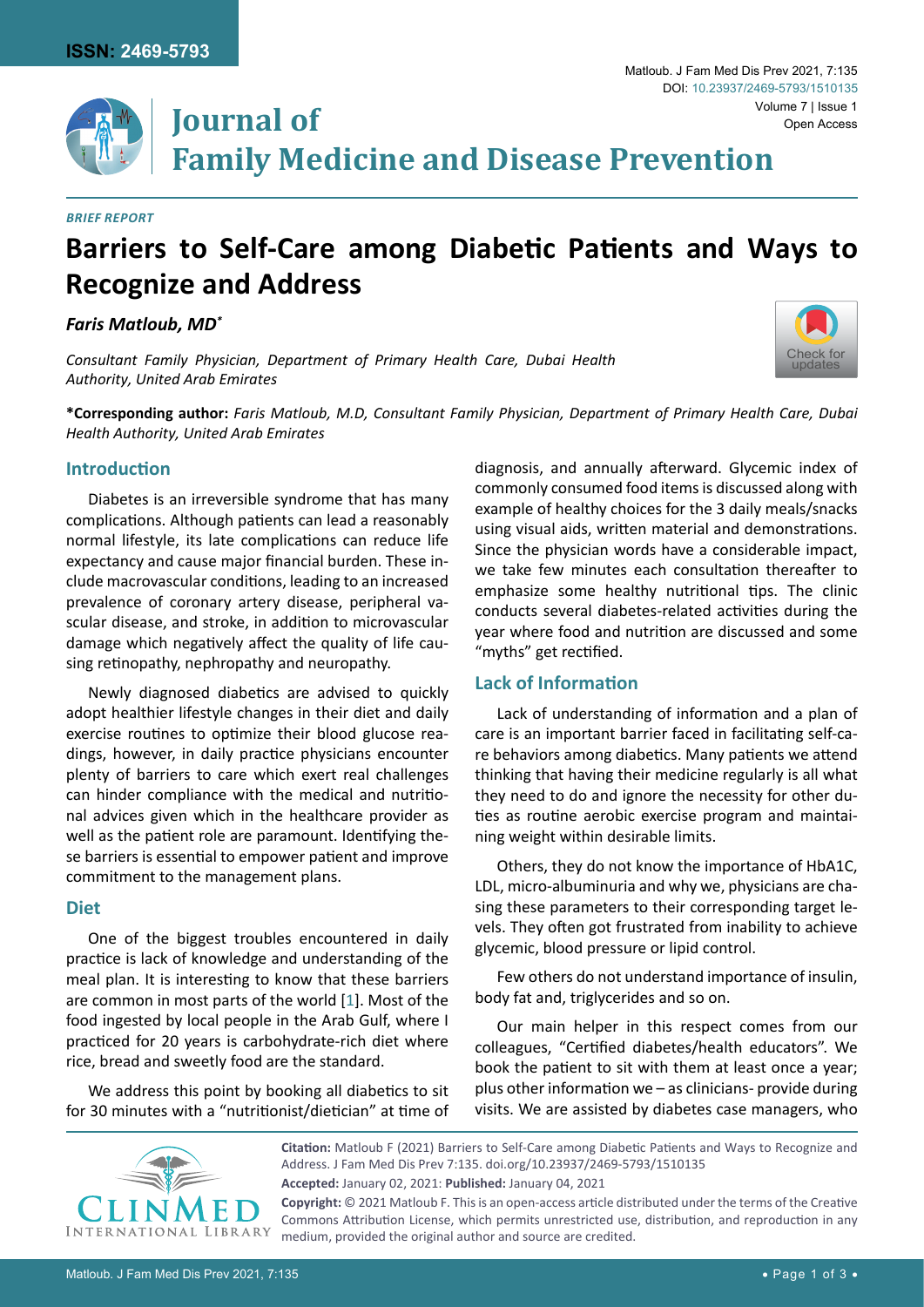*BRIEF REPORT*

# Barriers to Self-Care among Diabetic Patients and Ways to Recognize and Address

***Faris Matloub, MD****

*Consultant Family Physician, Department of Primary Health Care, Dubai Health Authority, United Arab Emirates*

**\*Corresponding author:** *Faris Matloub, M.D, Consultant Family Physician, Department of Primary Health Care, Dubai Health Authority, United Arab Emirates*

## Introduction

Diabetes is an irreversible syndrome that has many complications. Although patients can lead a reasonably normal lifestyle, its late complications can reduce life expectancy and cause major financial burden. These include macrovascular conditions, leading to an increased prevalence of coronary artery disease, peripheral vascular disease, and stroke, in addition to microvascular damage which negatively affect the quality of life causing retinopathy, nephropathy and neuropathy.

Newly diagnosed diabetics are advised to quickly adopt healthier lifestyle changes in their diet and daily exercise routines to optimize their blood glucose readings, however, in daily practice physicians encounter plenty of barriers to care which exert real challenges can hinder compliance with the medical and nutritional advices given which in the healthcare provider as well as the patient role are paramount. Identifying these barriers is essential to empower patient and improve commitment to the management plans.

## Diet

One of the biggest troubles encountered in daily practice is lack of knowledge and understanding of the meal plan. It is interesting to know that these barriers are common in most parts of the world [1]. Most of the food ingested by local people in the Arab Gulf, where I practiced for 20 years is carbohydrate-rich diet where rice, bread and sweetly food are the standard.

We address this point by booking all diabetics to sit for 30 minutes with a "nutritionist/dietician" at time of diagnosis, and annually afterward. Glycemic index of commonly consumed food items is discussed along with example of healthy choices for the 3 daily meals/snacks using visual aids, written material and demonstrations. Since the physician words have a considerable impact, we take few minutes each consultation thereafter to emphasize some healthy nutritional tips. The clinic conducts several diabetes-related activities during the year where food and nutrition are discussed and some "myths" get rectified.

## Lack of Information

Lack of understanding of information and a plan of care is an important barrier faced in facilitating self-care behaviors among diabetics. Many patients we attend thinking that having their medicine regularly is all what they need to do and ignore the necessity for other duties as routine aerobic exercise program and maintaining weight within desirable limits.

Others, they do not know the importance of HbA1C, LDL, micro-albuminuria and why we, physicians are chasing these parameters to their corresponding target levels. They often got frustrated from inability to achieve glycemic, blood pressure or lipid control.

Few others do not understand importance of insulin, body fat and, triglycerides and so on.

Our main helper in this respect comes from our colleagues, "Certified diabetes/health educators". We book the patient to sit with them at least once a year; plus other information we – as clinicians- provide during visits. We are assisted by diabetes case managers, who

**Citation:** Matloub F (2021) Barriers to Self-Care among Diabetic Patients and Ways to Recognize and Address. J Fam Med Dis Prev 7:135. doi.org/10.23937/2469-5793/1510135

**Accepted:** January 02, 2021: **Published:** January 04, 2021

**Copyright:** © 2021 Matloub F. This is an open-access article distributed under the terms of the Creative Commons Attribution License, which permits unrestricted use, distribution, and reproduction in any medium, provided the original author and source are credited.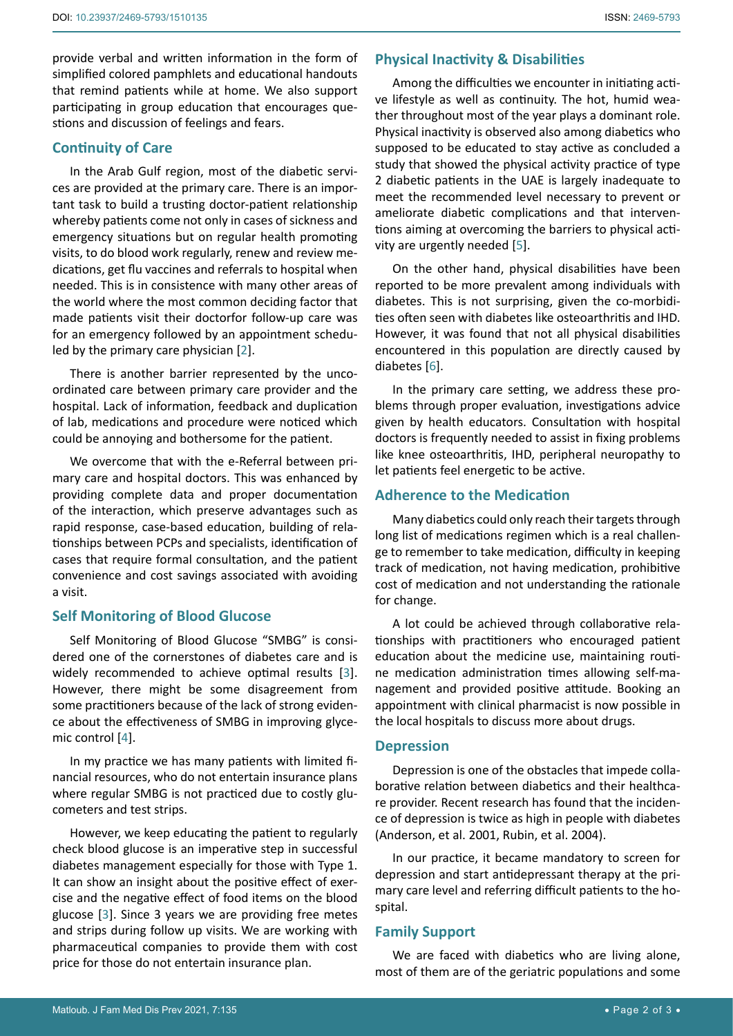provide verbal and written information in the form of simplified colored pamphlets and educational handouts that remind patients while at home. We also support participating in group education that encourages questions and discussion of feelings and fears.

## Continuity of Care

In the Arab Gulf region, most of the diabetic services are provided at the primary care. There is an important task to build a trusting doctor-patient relationship whereby patients come not only in cases of sickness and emergency situations but on regular health promoting visits, to do blood work regularly, renew and review medications, get flu vaccines and referrals to hospital when needed. This is in consistence with many other areas of the world where the most common deciding factor that made patients visit their doctorfor follow-up care was for an emergency followed by an appointment scheduled by the primary care physician [2].

There is another barrier represented by the uncoordinated care between primary care provider and the hospital. Lack of information, feedback and duplication of lab, medications and procedure were noticed which could be annoying and bothersome for the patient.

We overcome that with the e-Referral between primary care and hospital doctors. This was enhanced by providing complete data and proper documentation of the interaction, which preserve advantages such as rapid response, case-based education, building of relationships between PCPs and specialists, identification of cases that require formal consultation, and the patient convenience and cost savings associated with avoiding a visit.

## Self Monitoring of Blood Glucose

Self Monitoring of Blood Glucose "SMBG" is considered one of the cornerstones of diabetes care and is widely recommended to achieve optimal results [3]. However, there might be some disagreement from some practitioners because of the lack of strong evidence about the effectiveness of SMBG in improving glycemic control [4].

In my practice we has many patients with limited financial resources, who do not entertain insurance plans where regular SMBG is not practiced due to costly glucometers and test strips.

However, we keep educating the patient to regularly check blood glucose is an imperative step in successful diabetes management especially for those with Type 1. It can show an insight about the positive effect of exercise and the negative effect of food items on the blood glucose [3]. Since 3 years we are providing free metes and strips during follow up visits. We are working with pharmaceutical companies to provide them with cost price for those do not entertain insurance plan.

## Physical Inactivity & Disabilities

Among the difficulties we encounter in initiating active lifestyle as well as continuity. The hot, humid weather throughout most of the year plays a dominant role. Physical inactivity is observed also among diabetics who supposed to be educated to stay active as concluded a study that showed the physical activity practice of type 2 diabetic patients in the UAE is largely inadequate to meet the recommended level necessary to prevent or ameliorate diabetic complications and that interventions aiming at overcoming the barriers to physical activity are urgently needed [5].

On the other hand, physical disabilities have been reported to be more prevalent among individuals with diabetes. This is not surprising, given the co-morbidities often seen with diabetes like osteoarthritis and IHD. However, it was found that not all physical disabilities encountered in this population are directly caused by diabetes [6].

In the primary care setting, we address these problems through proper evaluation, investigations advice given by health educators. Consultation with hospital doctors is frequently needed to assist in fixing problems like knee osteoarthritis, IHD, peripheral neuropathy to let patients feel energetic to be active.

## Adherence to the Medication

Many diabetics could only reach their targets through long list of medications regimen which is a real challenge to remember to take medication, difficulty in keeping track of medication, not having medication, prohibitive cost of medication and not understanding the rationale for change.

A lot could be achieved through collaborative relationships with practitioners who encouraged patient education about the medicine use, maintaining routine medication administration times allowing self-management and provided positive attitude. Booking an appointment with clinical pharmacist is now possible in the local hospitals to discuss more about drugs.

## Depression

Depression is one of the obstacles that impede collaborative relation between diabetics and their healthcare provider. Recent research has found that the incidence of depression is twice as high in people with diabetes (Anderson, et al. 2001, Rubin, et al. 2004).

In our practice, it became mandatory to screen for depression and start antidepressant therapy at the primary care level and referring difficult patients to the hospital.

## Family Support

We are faced with diabetics who are living alone, most of them are of the geriatric populations and some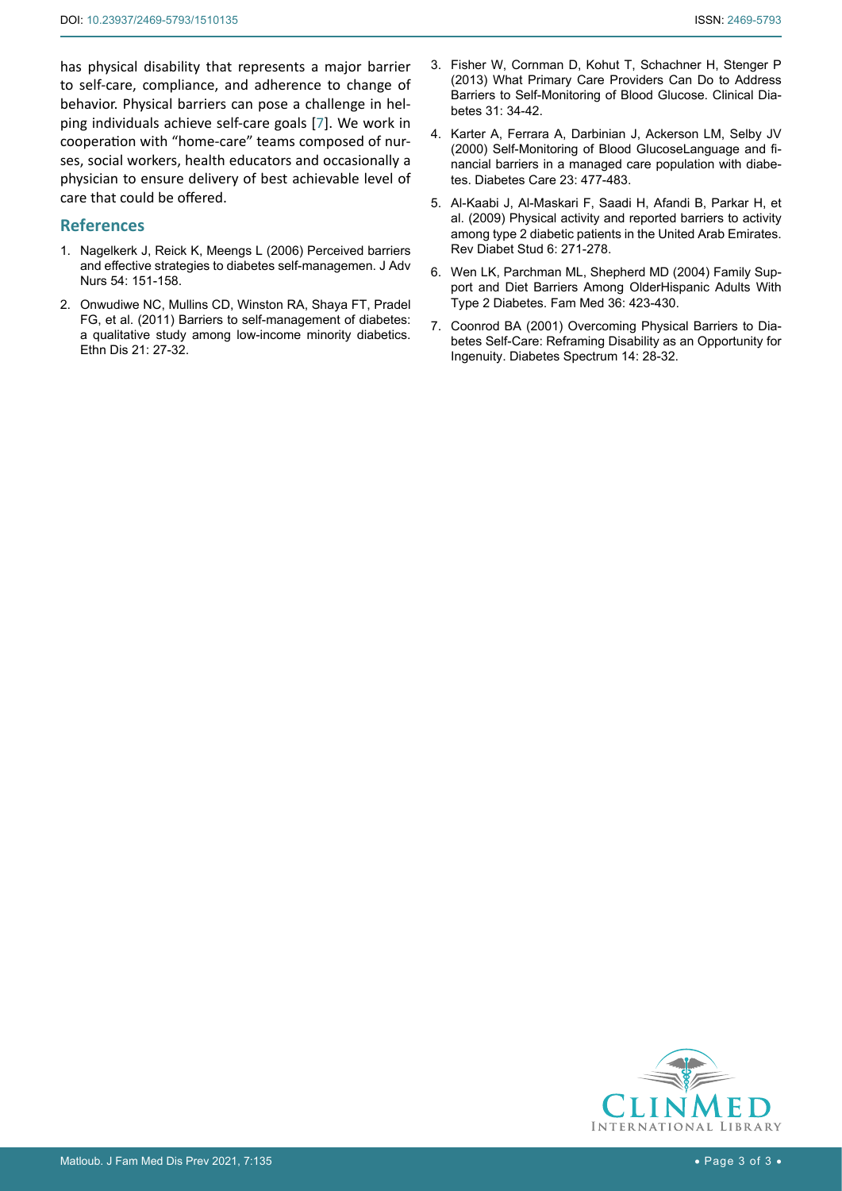has physical disability that represents a major barrier to self-care, compliance, and adherence to change of behavior. Physical barriers can pose a challenge in helping individuals achieve self-care goals [7]. We work in cooperation with "home-care" teams composed of nurses, social workers, health educators and occasionally a physician to ensure delivery of best achievable level of care that could be offered.

## References

1. Nagelkerk J, Reick K, Meengs L (2006) Perceived barriers and effective strategies to diabetes self-managemen. J Adv Nurs 54: 151-158.
2. Onwudiwe NC, Mullins CD, Winston RA, Shaya FT, Pradel FG, et al. (2011) Barriers to self-management of diabetes: a qualitative study among low-income minority diabetics. Ethn Dis 21: 27-32.
3. Fisher W, Cornman D, Kohut T, Schachner H, Stenger P (2013) What Primary Care Providers Can Do to Address Barriers to Self-Monitoring of Blood Glucose. Clinical Diabetes 31: 34-42.
4. Karter A, Ferrara A, Darbinian J, Ackerson LM, Selby JV (2000) Self-Monitoring of Blood GlucoseLanguage and financial barriers in a managed care population with diabetes. Diabetes Care 23: 477-483.
5. Al-Kaabi J, Al-Maskari F, Saadi H, Afandi B, Parkar H, et al. (2009) Physical activity and reported barriers to activity among type 2 diabetic patients in the United Arab Emirates. Rev Diabet Stud 6: 271-278.
6. Wen LK, Parchman ML, Shepherd MD (2004) Family Support and Diet Barriers Among OlderHispanic Adults With Type 2 Diabetes. Fam Med 36: 423-430.
7. Coonrod BA (2001) Overcoming Physical Barriers to Diabetes Self-Care: Reframing Disability as an Opportunity for Ingenuity. Diabetes Spectrum 14: 28-32.